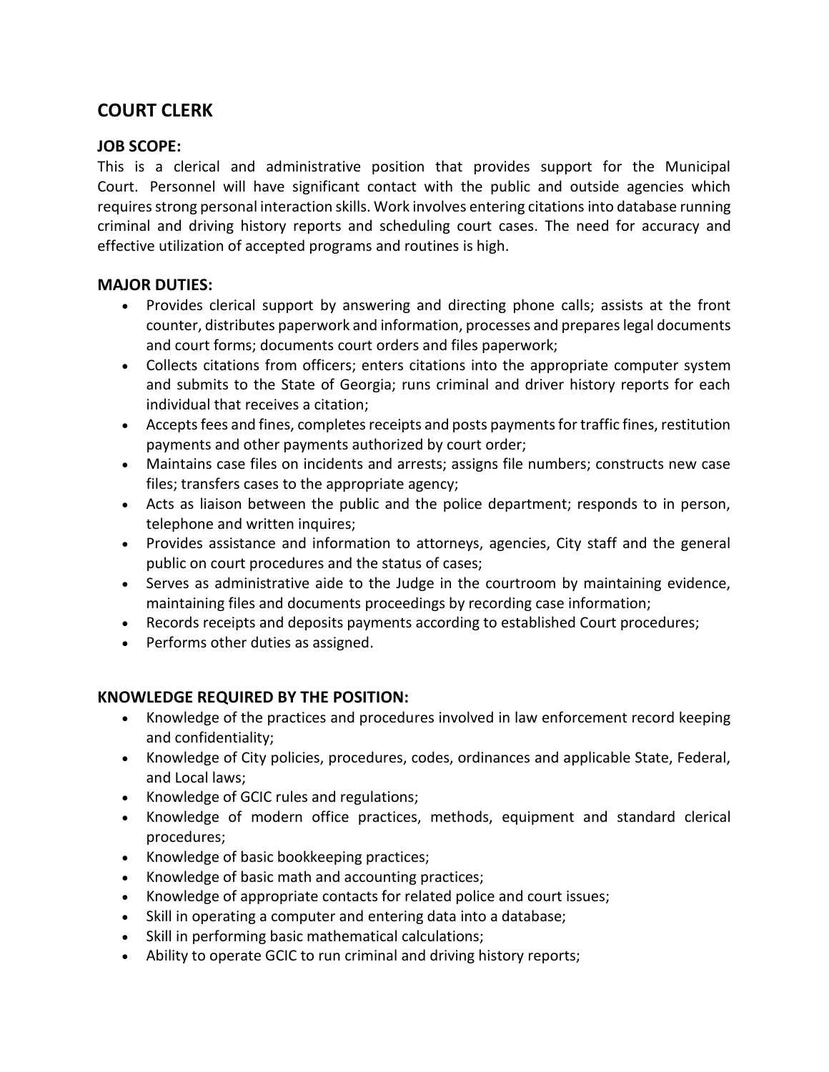## COURT CLERK

### JOB SCOPE:

This is a clerical and administrative position that provides support for the Municipal Court. Personnel will have significant contact with the public and outside agencies which requires strong personal interaction skills. Work involves entering citations into database running criminal and driving history reports and scheduling court cases. The need for accuracy and effective utilization of accepted programs and routines is high.

### MAJOR DUTIES:

- Provides clerical support by answering and directing phone calls; assists at the front counter, distributes paperwork and information, processes and prepares legal documents and court forms; documents court orders and files paperwork;
- Collects citations from officers; enters citations into the appropriate computer system and submits to the State of Georgia; runs criminal and driver history reports for each individual that receives a citation;
- Accepts fees and fines, completes receipts and posts payments for traffic fines, restitution payments and other payments authorized by court order;
- Maintains case files on incidents and arrests; assigns file numbers; constructs new case files; transfers cases to the appropriate agency;
- Acts as liaison between the public and the police department; responds to in person, telephone and written inquires;
- Provides assistance and information to attorneys, agencies, City staff and the general public on court procedures and the status of cases;
- Serves as administrative aide to the Judge in the courtroom by maintaining evidence, maintaining files and documents proceedings by recording case information;
- Records receipts and deposits payments according to established Court procedures;
- Performs other duties as assigned.

### KNOWLEDGE REQUIRED BY THE POSITION:

- Knowledge of the practices and procedures involved in law enforcement record keeping and confidentiality;
- Knowledge of City policies, procedures, codes, ordinances and applicable State, Federal, and Local laws;
- Knowledge of GCIC rules and regulations;
- Knowledge of modern office practices, methods, equipment and standard clerical procedures;
- Knowledge of basic bookkeeping practices;
- Knowledge of basic math and accounting practices;
- Knowledge of appropriate contacts for related police and court issues;
- Skill in operating a computer and entering data into a database;
- Skill in performing basic mathematical calculations;
- Ability to operate GCIC to run criminal and driving history reports;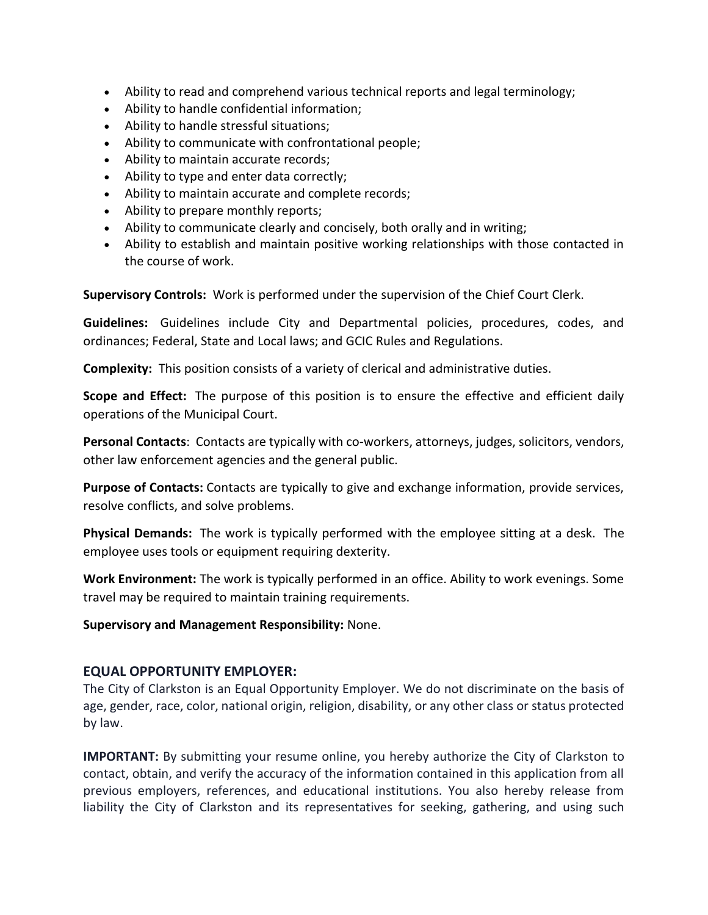- Ability to read and comprehend various technical reports and legal terminology;
- Ability to handle confidential information;
- Ability to handle stressful situations;
- Ability to communicate with confrontational people;
- Ability to maintain accurate records;
- Ability to type and enter data correctly;
- Ability to maintain accurate and complete records;
- Ability to prepare monthly reports;
- Ability to communicate clearly and concisely, both orally and in writing;
- Ability to establish and maintain positive working relationships with those contacted in the course of work.

**Supervisory Controls:** Work is performed under the supervision of the Chief Court Clerk.

**Guidelines:** Guidelines include City and Departmental policies, procedures, codes, and ordinances; Federal, State and Local laws; and GCIC Rules and Regulations.

**Complexity:** This position consists of a variety of clerical and administrative duties.

**Scope and Effect:** The purpose of this position is to ensure the effective and efficient daily operations of the Municipal Court.

**Personal Contacts**: Contacts are typically with co-workers, attorneys, judges, solicitors, vendors, other law enforcement agencies and the general public.

**Purpose of Contacts:** Contacts are typically to give and exchange information, provide services, resolve conflicts, and solve problems.

**Physical Demands:** The work is typically performed with the employee sitting at a desk. The employee uses tools or equipment requiring dexterity.

**Work Environment:** The work is typically performed in an office. Ability to work evenings. Some travel may be required to maintain training requirements.

**Supervisory and Management Responsibility:** None.

## EQUAL OPPORTUNITY EMPLOYER:

The City of Clarkston is an Equal Opportunity Employer. We do not discriminate on the basis of age, gender, race, color, national origin, religion, disability, or any other class or status protected by law.

**IMPORTANT:** By submitting your resume online, you hereby authorize the City of Clarkston to contact, obtain, and verify the accuracy of the information contained in this application from all previous employers, references, and educational institutions. You also hereby release from liability the City of Clarkston and its representatives for seeking, gathering, and using such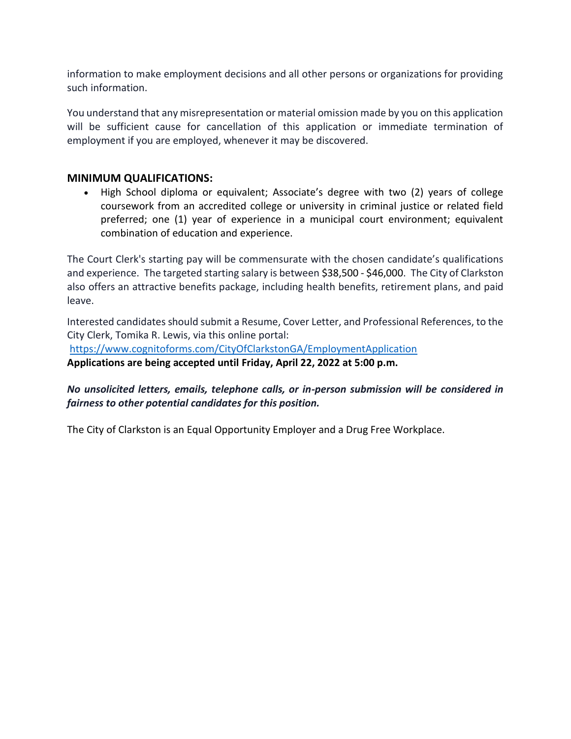information to make employment decisions and all other persons or organizations for providing such information.

You understand that any misrepresentation or material omission made by you on this application will be sufficient cause for cancellation of this application or immediate termination of employment if you are employed, whenever it may be discovered.

### MINIMUM QUALIFICATIONS:

- High School diploma or equivalent; Associate's degree with two (2) years of college coursework from an accredited college or university in criminal justice or related field preferred; one (1) year of experience in a municipal court environment; equivalent combination of education and experience.

The Court Clerk's starting pay will be commensurate with the chosen candidate's qualifications and experience. The targeted starting salary is between $38,500 - $46,000. The City of Clarkston also offers an attractive benefits package, including health benefits, retirement plans, and paid leave.

Interested candidates should submit a Resume, Cover Letter, and Professional References, to the City Clerk, Tomika R. Lewis, via this online portal:
https://www.cognitoforms.com/CityOfClarkstonGA/EmploymentApplication
**Applications are being accepted until Friday, April 22, 2022 at 5:00 p.m.**

***No unsolicited letters, emails, telephone calls, or in-person submission will be considered in fairness to other potential candidates for this position.***

The City of Clarkston is an Equal Opportunity Employer and a Drug Free Workplace.